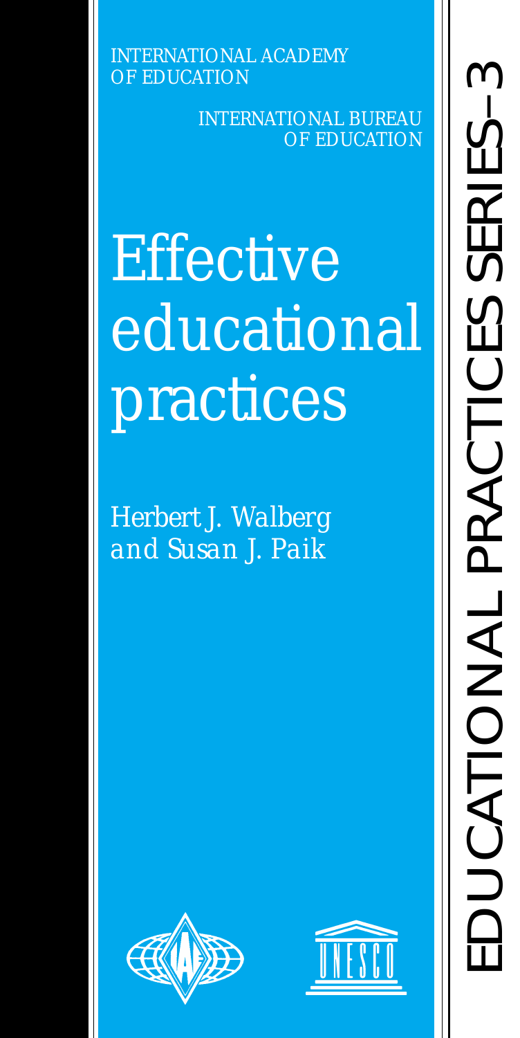INTERNATIONAL ACADEMY OF EDUCATION

INTERNATIONAL BUREAU OF EDUCATION

# Effective educational practices

*Herbert J. Walberg and Susan J. Paik*

EDUCATIONAL PRACTICES SERIES–3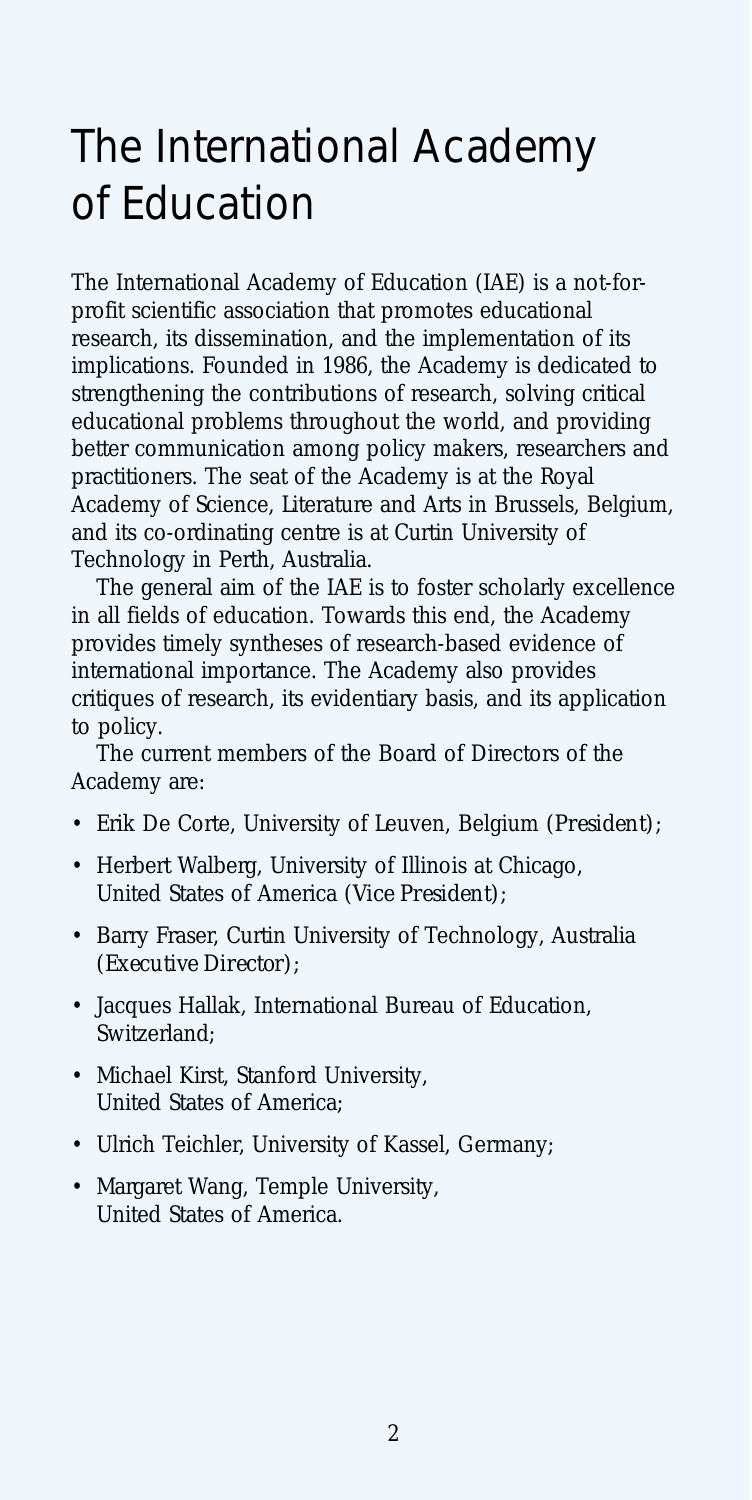# The International Academy of Education

The International Academy of Education (IAE) is a not-for-profit scientific association that promotes educational research, its dissemination, and the implementation of its implications. Founded in 1986, the Academy is dedicated to strengthening the contributions of research, solving critical educational problems throughout the world, and providing better communication among policy makers, researchers and practitioners. The seat of the Academy is at the Royal Academy of Science, Literature and Arts in Brussels, Belgium, and its co-ordinating centre is at Curtin University of Technology in Perth, Australia.

The general aim of the IAE is to foster scholarly excellence in all fields of education. Towards this end, the Academy provides timely syntheses of research-based evidence of international importance. The Academy also provides critiques of research, its evidentiary basis, and its application to policy.

The current members of the Board of Directors of the Academy are:

- Erik De Corte, University of Leuven, Belgium (*President*);
- Herbert Walberg, University of Illinois at Chicago, United States of America (*Vice President*);
- Barry Fraser, Curtin University of Technology, Australia (*Executive Director*);
- Jacques Hallak, International Bureau of Education, Switzerland;
- Michael Kirst, Stanford University, United States of America;
- Ulrich Teichler, University of Kassel, Germany;
- Margaret Wang, Temple University, United States of America.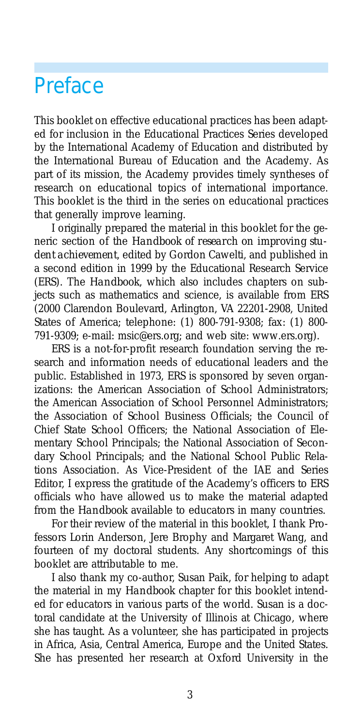# Preface

This booklet on effective educational practices has been adapted for inclusion in the Educational Practices Series developed by the International Academy of Education and distributed by the International Bureau of Education and the Academy. As part of its mission, the Academy provides timely syntheses of research on educational topics of international importance. This booklet is the third in the series on educational practices that generally improve learning.

I originally prepared the material in this booklet for the generic section of the *Handbook of research on improving student achievement*, edited by Gordon Cawelti, and published in a second edition in 1999 by the Educational Research Service (ERS). The *Handbook*, which also includes chapters on subjects such as mathematics and science, is available from ERS (2000 Clarendon Boulevard, Arlington, VA 22201-2908, United States of America; telephone: (1) 800-791-9308; fax: (1) 800-791-9309; e-mail: msic@ers.org; and web site: www.ers.org).

ERS is a not-for-profit research foundation serving the research and information needs of educational leaders and the public. Established in 1973, ERS is sponsored by seven organizations: the American Association of School Administrators; the American Association of School Personnel Administrators; the Association of School Business Officials; the Council of Chief State School Officers; the National Association of Elementary School Principals; the National Association of Secondary School Principals; and the National School Public Relations Association. As Vice-President of the IAE and Series Editor, I express the gratitude of the Academy's officers to ERS officials who have allowed us to make the material adapted from the *Handbook* available to educators in many countries.

For their review of the material in this booklet, I thank Professors Lorin Anderson, Jere Brophy and Margaret Wang, and fourteen of my doctoral students. Any shortcomings of this booklet are attributable to me.

I also thank my co-author, Susan Paik, for helping to adapt the material in my *Handbook* chapter for this booklet intended for educators in various parts of the world. Susan is a doctoral candidate at the University of Illinois at Chicago, where she has taught. As a volunteer, she has participated in projects in Africa, Asia, Central America, Europe and the United States. She has presented her research at Oxford University in the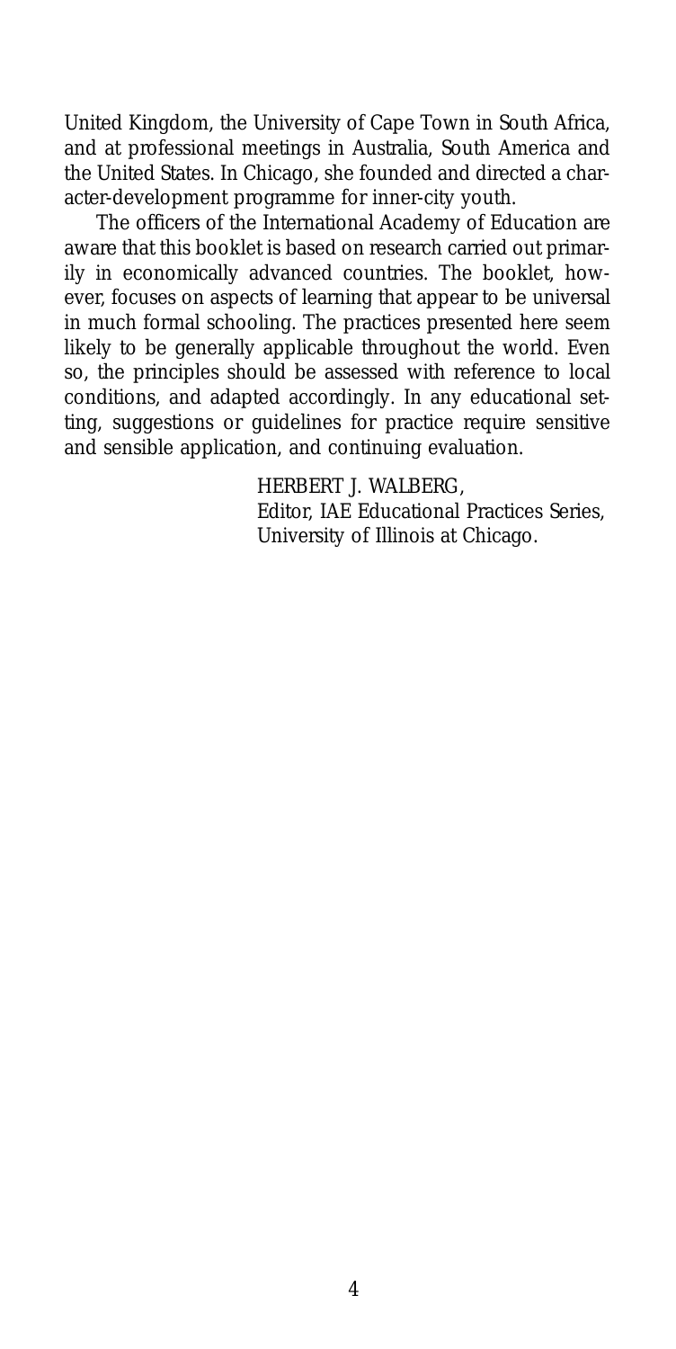United Kingdom, the University of Cape Town in South Africa, and at professional meetings in Australia, South America and the United States. In Chicago, she founded and directed a character-development programme for inner-city youth.

The officers of the International Academy of Education are aware that this booklet is based on research carried out primarily in economically advanced countries. The booklet, however, focuses on aspects of learning that appear to be universal in much formal schooling. The practices presented here seem likely to be generally applicable throughout the world. Even so, the principles should be assessed with reference to local conditions, and adapted accordingly. In any educational setting, suggestions or guidelines for practice require sensitive and sensible application, and continuing evaluation.

HERBERT J. WALBERG,
Editor, IAE Educational Practices Series,
University of Illinois at Chicago.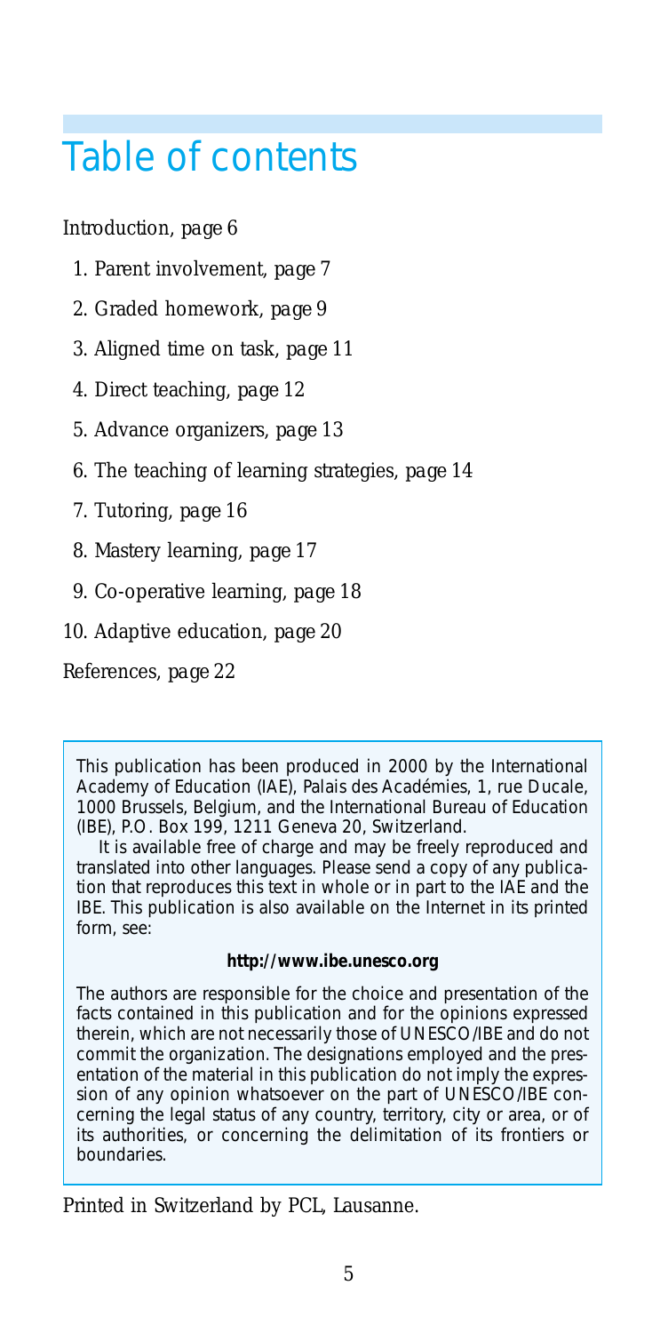# Table of contents

*Introduction, page 6*

1. *Parent involvement, page 7*
2. *Graded homework, page 9*
3. *Aligned time on task, page 11*
4. *Direct teaching, page 12*
5. *Advance organizers, page 13*
6. *The teaching of learning strategies, page 14*
7. *Tutoring, page 16*
8. *Mastery learning, page 17*
9. *Co-operative learning, page 18*
10. *Adaptive education, page 20*

*References, page 22*

This publication has been produced in 2000 by the International Academy of Education (IAE), Palais des Académies, 1, rue Ducale, 1000 Brussels, Belgium, and the International Bureau of Education (IBE), P.O. Box 199, 1211 Geneva 20, Switzerland.

It is available free of charge and may be freely reproduced and translated into other languages. Please send a copy of any publication that reproduces this text in whole or in part to the IAE and the IBE. This publication is also available on the Internet in its printed form, see:

**http://www.ibe.unesco.org**

The authors are responsible for the choice and presentation of the facts contained in this publication and for the opinions expressed therein, which are not necessarily those of UNESCO/IBE and do not commit the organization. The designations employed and the presentation of the material in this publication do not imply the expression of any opinion whatsoever on the part of UNESCO/IBE concerning the legal status of any country, territory, city or area, or of its authorities, or concerning the delimitation of its frontiers or boundaries.

Printed in Switzerland by PCL, Lausanne.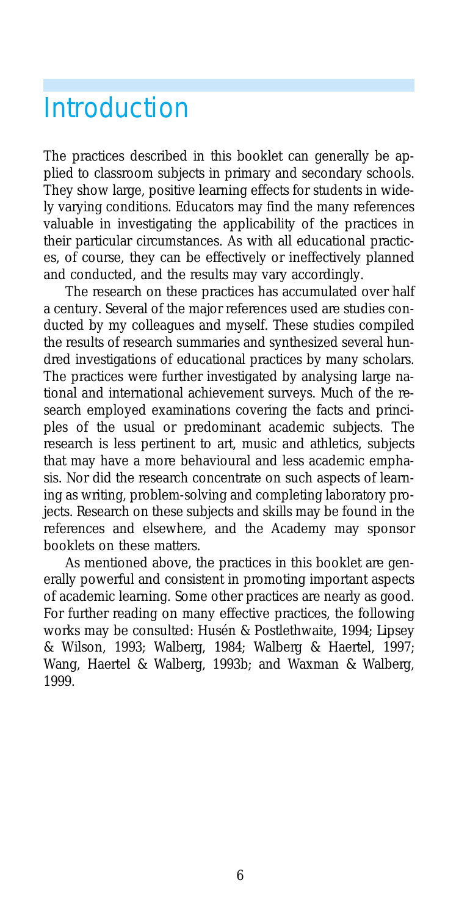# Introduction

The practices described in this booklet can generally be applied to classroom subjects in primary and secondary schools. They show large, positive learning effects for students in widely varying conditions. Educators may find the many references valuable in investigating the applicability of the practices in their particular circumstances. As with all educational practices, of course, they can be effectively or ineffectively planned and conducted, and the results may vary accordingly.

The research on these practices has accumulated over half a century. Several of the major references used are studies conducted by my colleagues and myself. These studies compiled the results of research summaries and synthesized several hundred investigations of educational practices by many scholars. The practices were further investigated by analysing large national and international achievement surveys. Much of the research employed examinations covering the facts and principles of the usual or predominant academic subjects. The research is less pertinent to art, music and athletics, subjects that may have a more behavioural and less academic emphasis. Nor did the research concentrate on such aspects of learning as writing, problem-solving and completing laboratory projects. Research on these subjects and skills may be found in the references and elsewhere, and the Academy may sponsor booklets on these matters.

As mentioned above, the practices in this booklet are generally powerful and consistent in promoting important aspects of academic learning. Some other practices are nearly as good. For further reading on many effective practices, the following works may be consulted: Husén & Postlethwaite, 1994; Lipsey & Wilson, 1993; Walberg, 1984; Walberg & Haertel, 1997; Wang, Haertel & Walberg, 1993b; and Waxman & Walberg, 1999.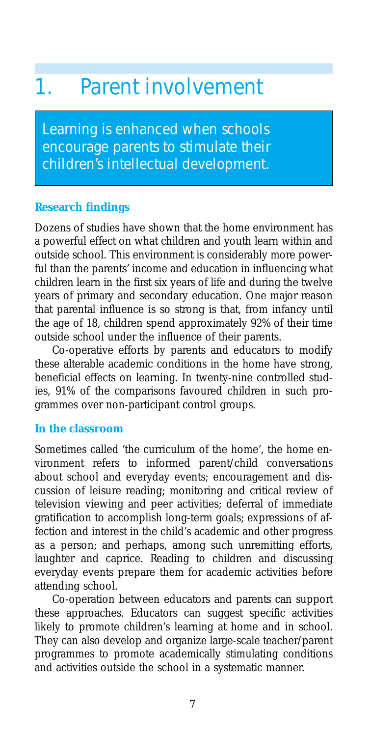# 1. Parent involvement

Learning is enhanced when schools encourage parents to stimulate their children's intellectual development.

### Research findings

Dozens of studies have shown that the home environment has a powerful effect on what children and youth learn within and outside school. This environment is considerably more powerful than the parents' income and education in influencing what children learn in the first six years of life and during the twelve years of primary and secondary education. One major reason that parental influence is so strong is that, from infancy until the age of 18, children spend approximately 92% of their time outside school under the influence of their parents.

Co-operative efforts by parents and educators to modify these alterable academic conditions in the home have strong, beneficial effects on learning. In twenty-nine controlled studies, 91% of the comparisons favoured children in such programmes over non-participant control groups.

### In the classroom

Sometimes called 'the curriculum of the home', the home environment refers to informed parent/child conversations about school and everyday events; encouragement and discussion of leisure reading; monitoring and critical review of television viewing and peer activities; deferral of immediate gratification to accomplish long-term goals; expressions of affection and interest in the child's academic and other progress as a person; and perhaps, among such unremitting efforts, laughter and caprice. Reading to children and discussing everyday events prepare them for academic activities before attending school.

Co-operation between educators and parents can support these approaches. Educators can suggest specific activities likely to promote children's learning at home and in school. They can also develop and organize large-scale teacher/parent programmes to promote academically stimulating conditions and activities outside the school in a systematic manner.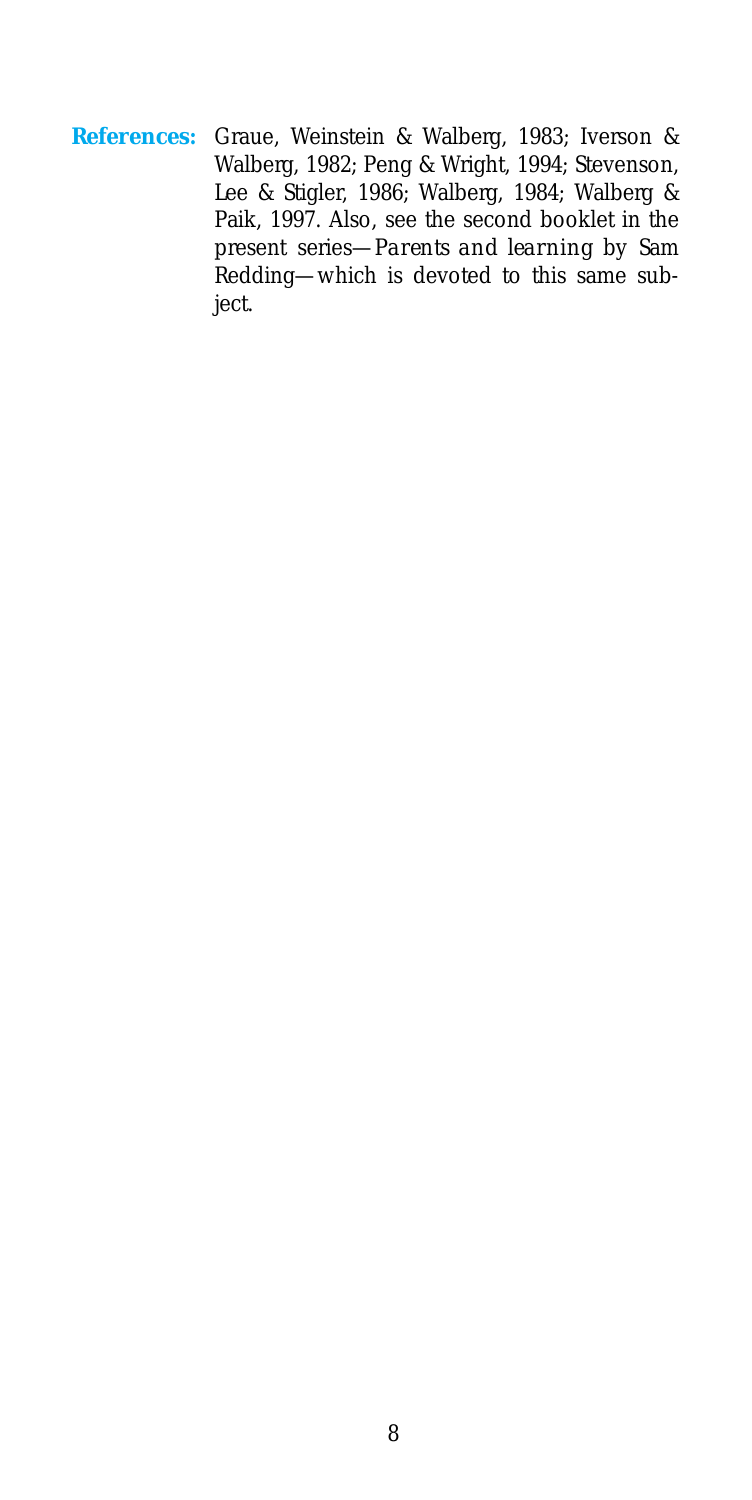**References:** Graue, Weinstein & Walberg, 1983; Iverson & Walberg, 1982; Peng & Wright, 1994; Stevenson, Lee & Stigler, 1986; Walberg, 1984; Walberg & Paik, 1997. Also, see the second booklet in the present series—*Parents and learning* by Sam Redding—which is devoted to this same subject.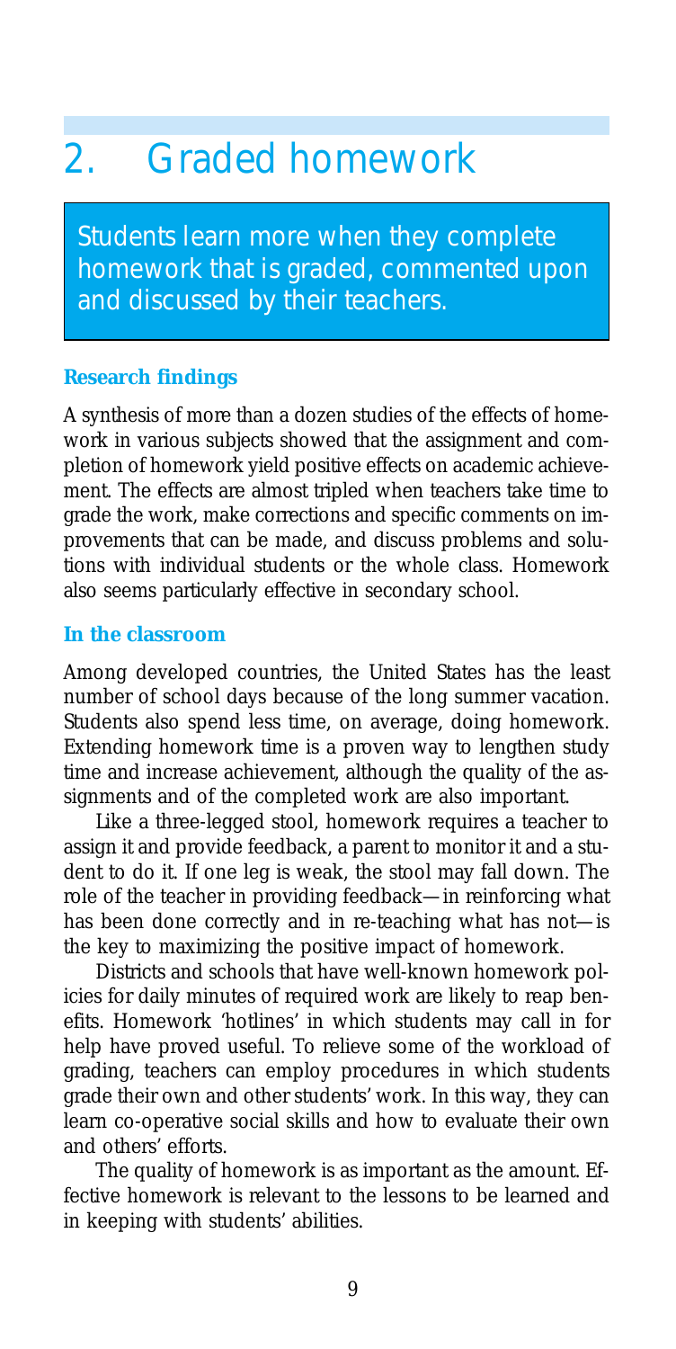# 2. Graded homework

Students learn more when they complete homework that is graded, commented upon and discussed by their teachers.

### Research findings

A synthesis of more than a dozen studies of the effects of homework in various subjects showed that the assignment and completion of homework yield positive effects on academic achievement. The effects are almost tripled when teachers take time to grade the work, make corrections and specific comments on improvements that can be made, and discuss problems and solutions with individual students or the whole class. Homework also seems particularly effective in secondary school.

### In the classroom

Among developed countries, the United States has the least number of school days because of the long summer vacation. Students also spend less time, on average, doing homework. Extending homework time is a proven way to lengthen study time and increase achievement, although the quality of the assignments and of the completed work are also important.

Like a three-legged stool, homework requires a teacher to assign it and provide feedback, a parent to monitor it and a student to do it. If one leg is weak, the stool may fall down. The role of the teacher in providing feedback—in reinforcing what has been done correctly and in re-teaching what has not—is the key to maximizing the positive impact of homework.

Districts and schools that have well-known homework policies for daily minutes of required work are likely to reap benefits. Homework 'hotlines' in which students may call in for help have proved useful. To relieve some of the workload of grading, teachers can employ procedures in which students grade their own and other students' work. In this way, they can learn co-operative social skills and how to evaluate their own and others' efforts.

The quality of homework is as important as the amount. Effective homework is relevant to the lessons to be learned and in keeping with students' abilities.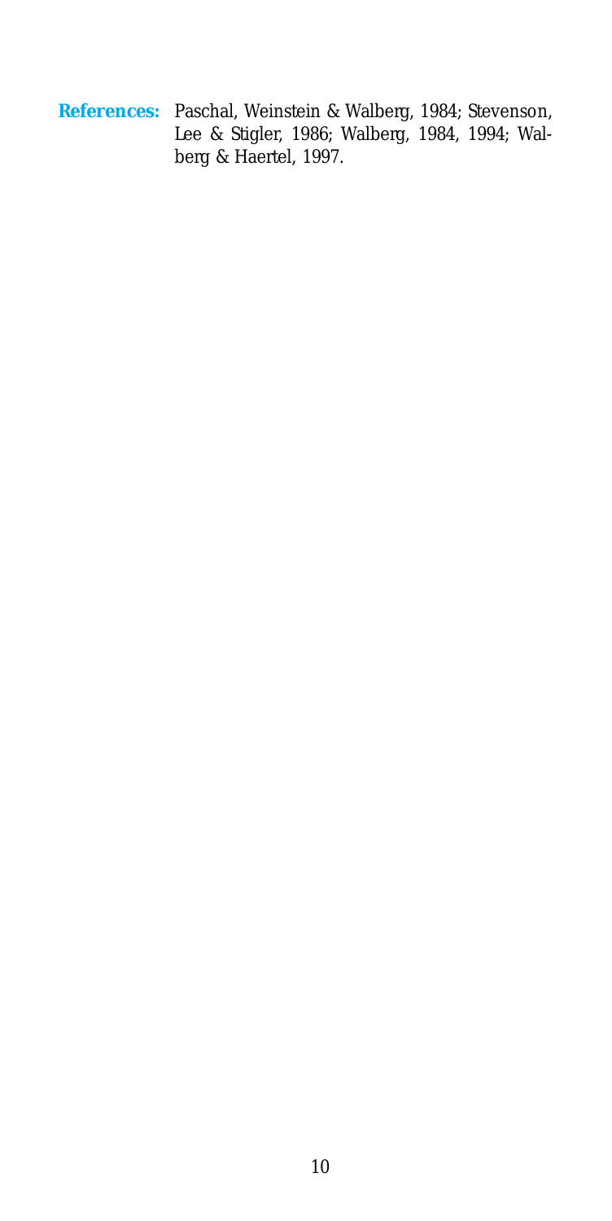**References:** Paschal, Weinstein & Walberg, 1984; Stevenson, Lee & Stigler, 1986; Walberg, 1984, 1994; Walberg & Haertel, 1997.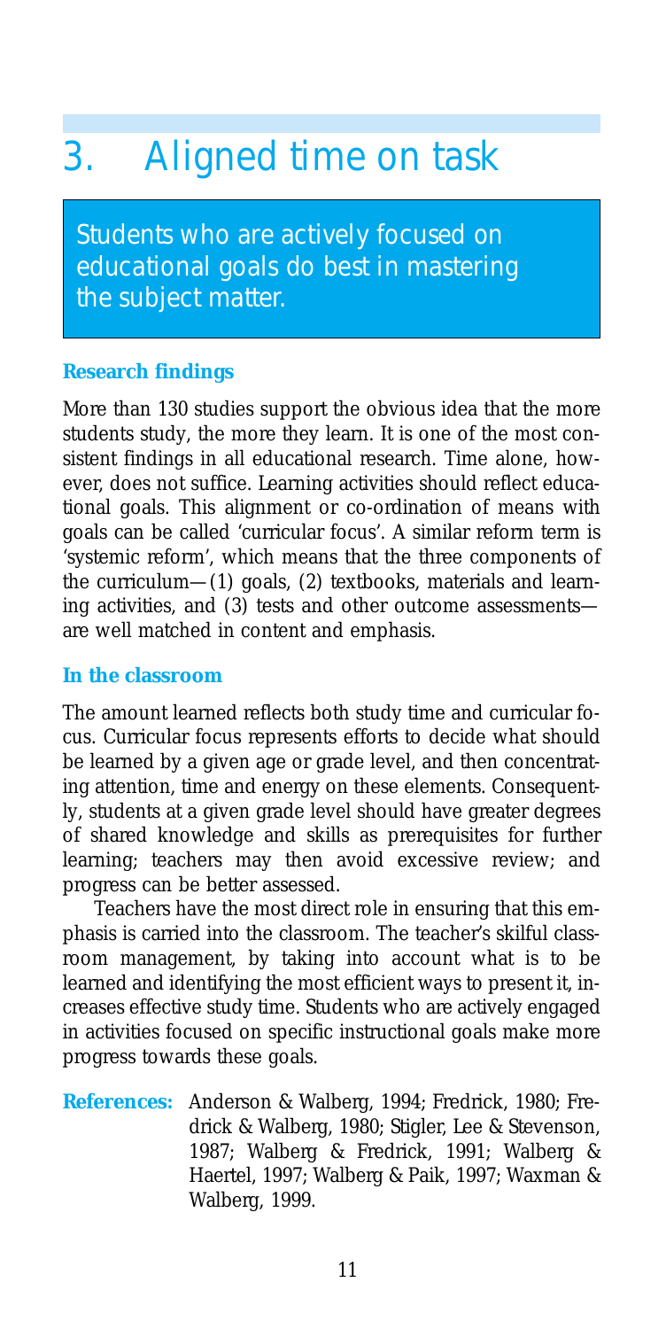# 3. Aligned time on task

Students who are actively focused on educational goals do best in mastering the subject matter.

### Research findings

More than 130 studies support the obvious idea that the more students study, the more they learn. It is one of the most consistent findings in all educational research. Time alone, however, does not suffice. Learning activities should reflect educational goals. This alignment or co-ordination of means with goals can be called 'curricular focus'. A similar reform term is 'systemic reform', which means that the three components of the curriculum—(1) goals, (2) textbooks, materials and learning activities, and (3) tests and other outcome assessments—are well matched in content and emphasis.

### In the classroom

The amount learned reflects both study time and curricular focus. Curricular focus represents efforts to decide what should be learned by a given age or grade level, and then concentrating attention, time and energy on these elements. Consequently, students at a given grade level should have greater degrees of shared knowledge and skills as prerequisites for further learning; teachers may then avoid excessive review; and progress can be better assessed.

Teachers have the most direct role in ensuring that this emphasis is carried into the classroom. The teacher's skilful classroom management, by taking into account what is to be learned and identifying the most efficient ways to present it, increases effective study time. Students who are actively engaged in activities focused on specific instructional goals make more progress towards these goals.

**References:** Anderson & Walberg, 1994; Fredrick, 1980; Fredrick & Walberg, 1980; Stigler, Lee & Stevenson, 1987; Walberg & Fredrick, 1991; Walberg & Haertel, 1997; Walberg & Paik, 1997; Waxman & Walberg, 1999.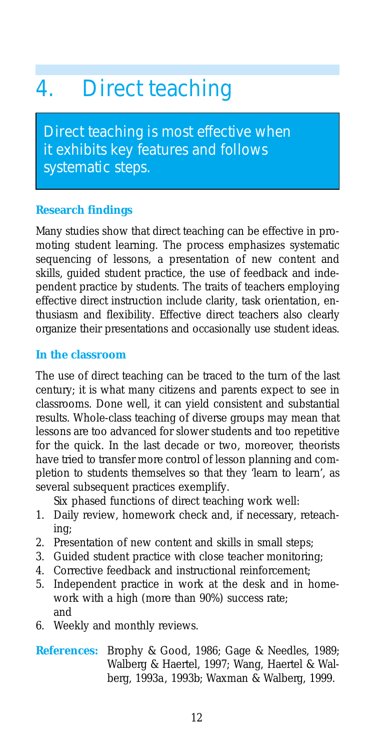# 4. Direct teaching

**Direct teaching is most effective when it exhibits key features and follows systematic steps.**

### Research findings

Many studies show that direct teaching can be effective in promoting student learning. The process emphasizes systematic sequencing of lessons, a presentation of new content and skills, guided student practice, the use of feedback and independent practice by students. The traits of teachers employing effective direct instruction include clarity, task orientation, enthusiasm and flexibility. Effective direct teachers also clearly organize their presentations and occasionally use student ideas.

### In the classroom

The use of direct teaching can be traced to the turn of the last century; it is what many citizens and parents expect to see in classrooms. Done well, it can yield consistent and substantial results. Whole-class teaching of diverse groups may mean that lessons are too advanced for slower students and too repetitive for the quick. In the last decade or two, moreover, theorists have tried to transfer more control of lesson planning and completion to students themselves so that they 'learn to learn', as several subsequent practices exemplify.

Six phased functions of direct teaching work well:

1. Daily review, homework check and, if necessary, reteaching;
2. Presentation of new content and skills in small steps;
3. Guided student practice with close teacher monitoring;
4. Corrective feedback and instructional reinforcement;
5. Independent practice in work at the desk and in homework with a high (more than 90%) success rate; and
6. Weekly and monthly reviews.

**References:** Brophy & Good, 1986; Gage & Needles, 1989; Walberg & Haertel, 1997; Wang, Haertel & Walberg, 1993a, 1993b; Waxman & Walberg, 1999.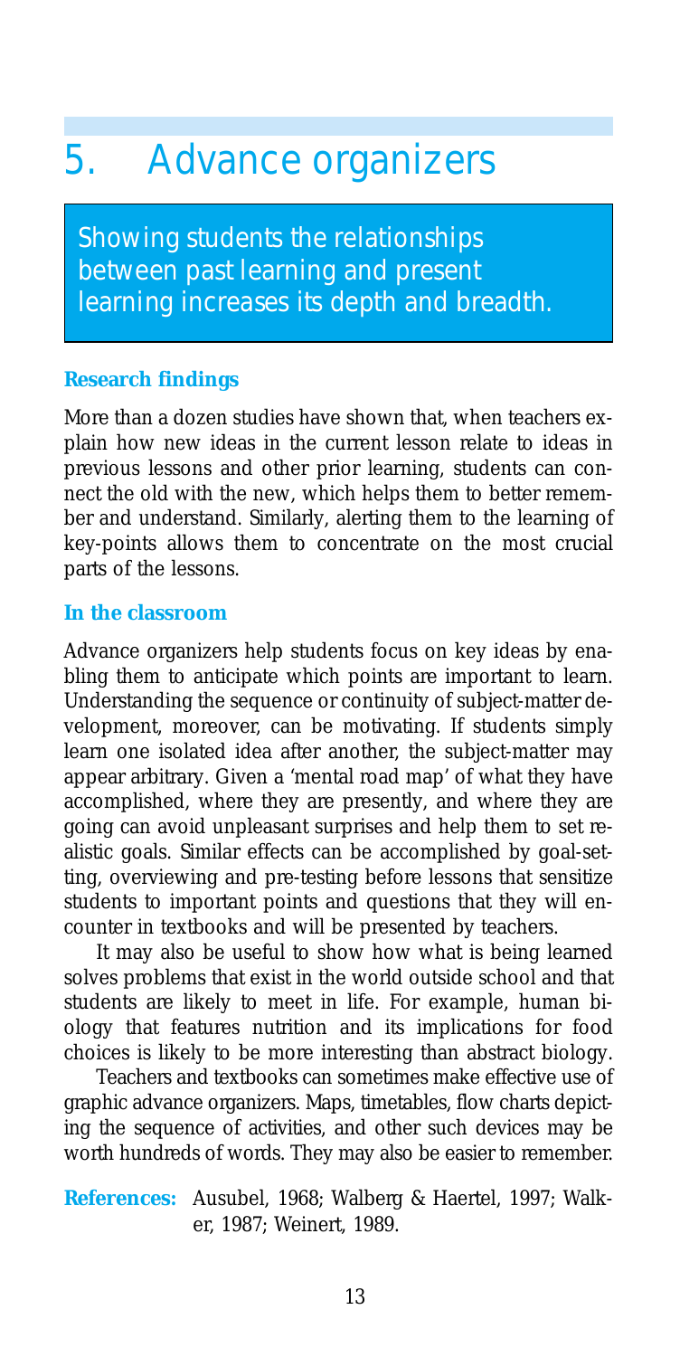# 5. Advance organizers

Showing students the relationships between past learning and present learning increases its depth and breadth.

### Research findings

More than a dozen studies have shown that, when teachers explain how new ideas in the current lesson relate to ideas in previous lessons and other prior learning, students can connect the old with the new, which helps them to better remember and understand. Similarly, alerting them to the learning of key-points allows them to concentrate on the most crucial parts of the lessons.

### In the classroom

Advance organizers help students focus on key ideas by enabling them to anticipate which points are important to learn. Understanding the sequence or continuity of subject-matter development, moreover, can be motivating. If students simply learn one isolated idea after another, the subject-matter may appear arbitrary. Given a 'mental road map' of what they have accomplished, where they are presently, and where they are going can avoid unpleasant surprises and help them to set realistic goals. Similar effects can be accomplished by goal-setting, overviewing and pre-testing before lessons that sensitize students to important points and questions that they will encounter in textbooks and will be presented by teachers.

It may also be useful to show how what is being learned solves problems that exist in the world outside school and that students are likely to meet in life. For example, human biology that features nutrition and its implications for food choices is likely to be more interesting than abstract biology.

Teachers and textbooks can sometimes make effective use of graphic advance organizers. Maps, timetables, flow charts depicting the sequence of activities, and other such devices may be worth hundreds of words. They may also be easier to remember.

**References:** Ausubel, 1968; Walberg & Haertel, 1997; Walker, 1987; Weinert, 1989.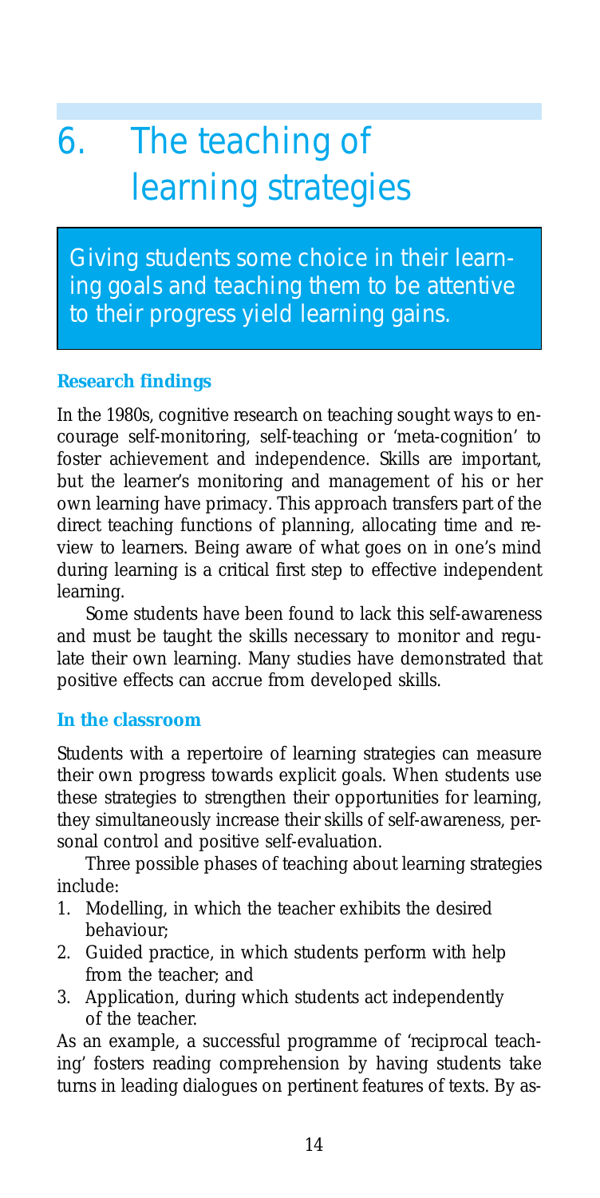# 6. The teaching of learning strategies

Giving students some choice in their learning goals and teaching them to be attentive to their progress yield learning gains.

## Research findings

In the 1980s, cognitive research on teaching sought ways to encourage self-monitoring, self-teaching or 'meta-cognition' to foster achievement and independence. Skills are important, but the learner's monitoring and management of his or her own learning have primacy. This approach transfers part of the direct teaching functions of planning, allocating time and review to learners. Being aware of what goes on in one's mind during learning is a critical first step to effective independent learning.

Some students have been found to lack this self-awareness and must be taught the skills necessary to monitor and regulate their own learning. Many studies have demonstrated that positive effects can accrue from developed skills.

## In the classroom

Students with a repertoire of learning strategies can measure their own progress towards explicit goals. When students use these strategies to strengthen their opportunities for learning, they simultaneously increase their skills of self-awareness, personal control and positive self-evaluation.

Three possible phases of teaching about learning strategies include:

1. Modelling, in which the teacher exhibits the desired behaviour;
2. Guided practice, in which students perform with help from the teacher; and
3. Application, during which students act independently of the teacher.

As an example, a successful programme of 'reciprocal teaching' fosters reading comprehension by having students take turns in leading dialogues on pertinent features of texts. By as-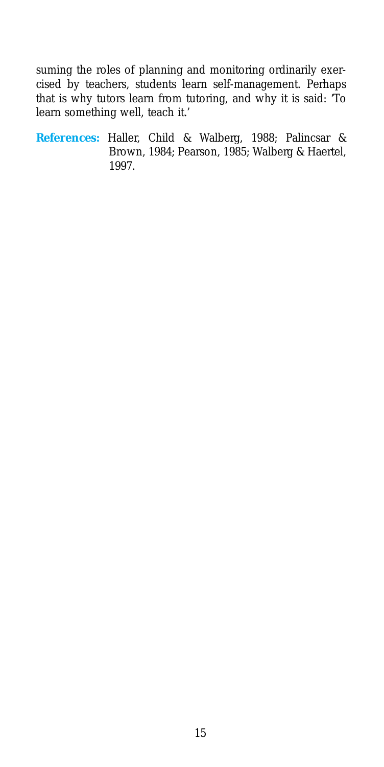suming the roles of planning and monitoring ordinarily exercised by teachers, students learn self-management. Perhaps that is why tutors learn from tutoring, and why it is said: 'To learn something well, teach it.'

**References:** Haller, Child & Walberg, 1988; Palincsar & Brown, 1984; Pearson, 1985; Walberg & Haertel, 1997.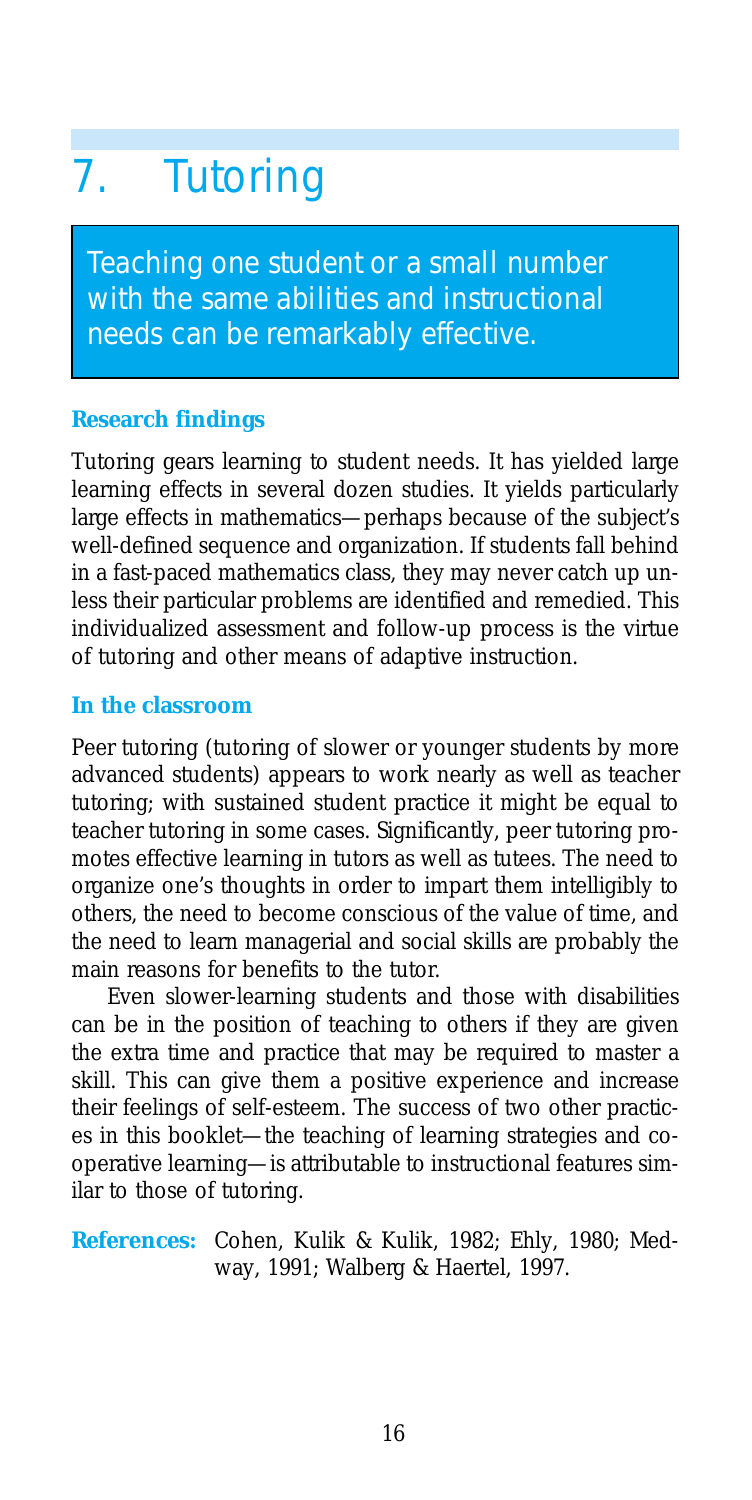# 7. Tutoring

> Teaching one student or a small number with the same abilities and instructional needs can be remarkably effective.

### Research findings

Tutoring gears learning to student needs. It has yielded large learning effects in several dozen studies. It yields particularly large effects in mathematics—perhaps because of the subject's well-defined sequence and organization. If students fall behind in a fast-paced mathematics class, they may never catch up unless their particular problems are identified and remedied. This individualized assessment and follow-up process is the virtue of tutoring and other means of adaptive instruction.

### In the classroom

Peer tutoring (tutoring of slower or younger students by more advanced students) appears to work nearly as well as teacher tutoring; with sustained student practice it might be equal to teacher tutoring in some cases. Significantly, peer tutoring promotes effective learning in tutors as well as tutees. The need to organize one's thoughts in order to impart them intelligibly to others, the need to become conscious of the value of time, and the need to learn managerial and social skills are probably the main reasons for benefits to the tutor.

Even slower-learning students and those with disabilities can be in the position of teaching to others if they are given the extra time and practice that may be required to master a skill. This can give them a positive experience and increase their feelings of self-esteem. The success of two other practices in this booklet—the teaching of learning strategies and co-operative learning—is attributable to instructional features similar to those of tutoring.

**References:** Cohen, Kulik & Kulik, 1982; Ehly, 1980; Medway, 1991; Walberg & Haertel, 1997.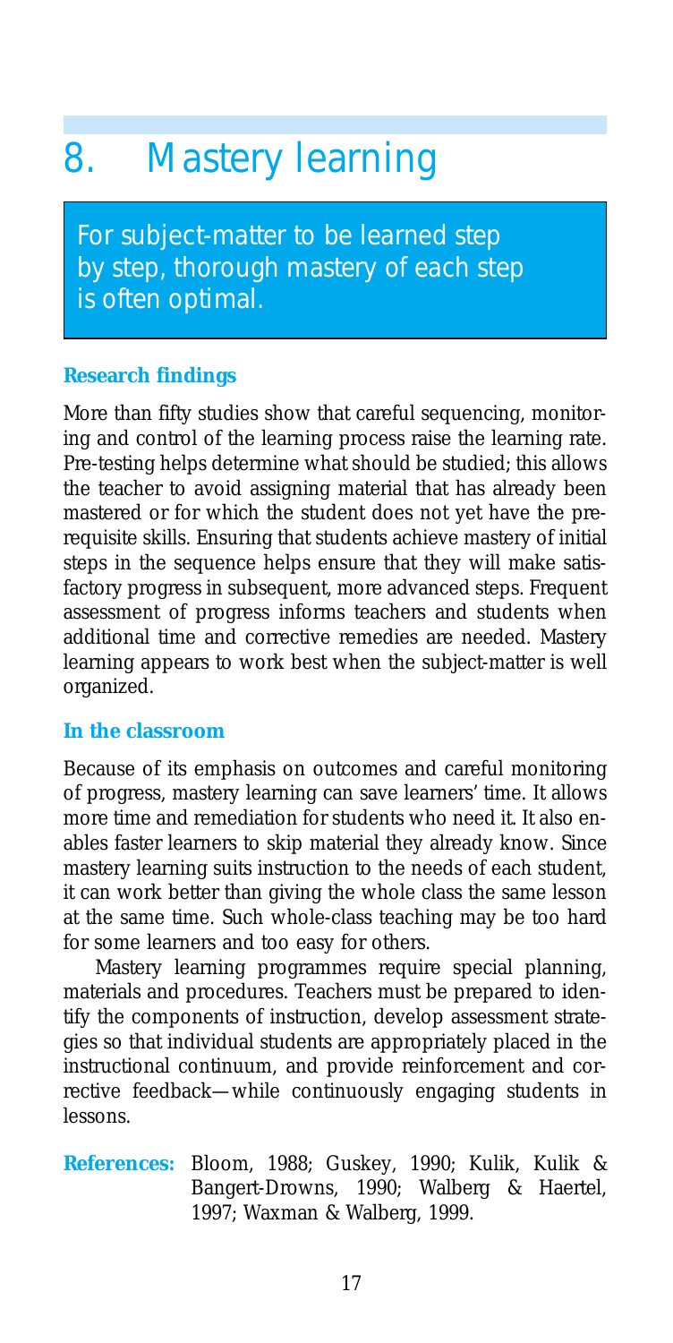# 8. Mastery learning

*For subject-matter to be learned step by step, thorough mastery of each step is often optimal.*

### Research findings

More than fifty studies show that careful sequencing, monitoring and control of the learning process raise the learning rate. Pre-testing helps determine what should be studied; this allows the teacher to avoid assigning material that has already been mastered or for which the student does not yet have the prerequisite skills. Ensuring that students achieve mastery of initial steps in the sequence helps ensure that they will make satisfactory progress in subsequent, more advanced steps. Frequent assessment of progress informs teachers and students when additional time and corrective remedies are needed. Mastery learning appears to work best when the subject-matter is well organized.

### In the classroom

Because of its emphasis on outcomes and careful monitoring of progress, mastery learning can save learners' time. It allows more time and remediation for students who need it. It also enables faster learners to skip material they already know. Since mastery learning suits instruction to the needs of each student, it can work better than giving the whole class the same lesson at the same time. Such whole-class teaching may be too hard for some learners and too easy for others.

Mastery learning programmes require special planning, materials and procedures. Teachers must be prepared to identify the components of instruction, develop assessment strategies so that individual students are appropriately placed in the instructional continuum, and provide reinforcement and corrective feedback—while continuously engaging students in lessons.

**References:** Bloom, 1988; Guskey, 1990; Kulik, Kulik & Bangert-Drowns, 1990; Walberg & Haertel, 1997; Waxman & Walberg, 1999.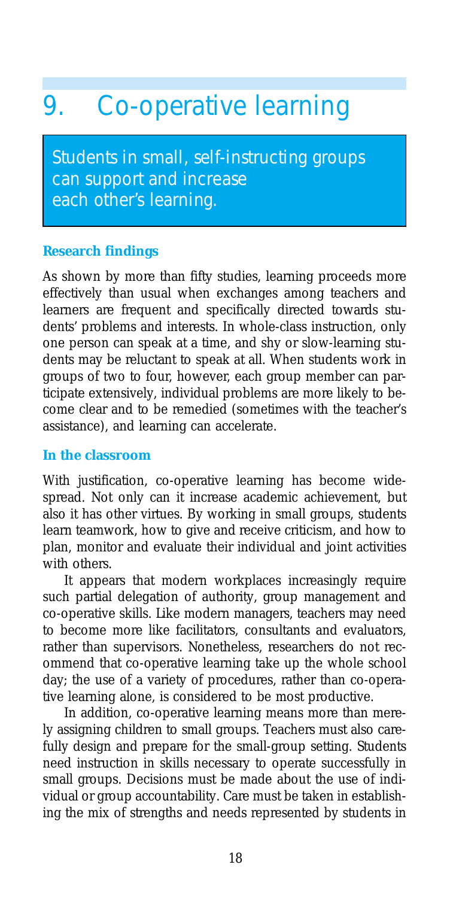# 9. Co-operative learning

Students in small, self-instructing groups can support and increase each other's learning.

### Research findings

As shown by more than fifty studies, learning proceeds more effectively than usual when exchanges among teachers and learners are frequent and specifically directed towards students' problems and interests. In whole-class instruction, only one person can speak at a time, and shy or slow-learning students may be reluctant to speak at all. When students work in groups of two to four, however, each group member can participate extensively, individual problems are more likely to become clear and to be remedied (sometimes with the teacher's assistance), and learning can accelerate.

### In the classroom

With justification, co-operative learning has become widespread. Not only can it increase academic achievement, but also it has other virtues. By working in small groups, students learn teamwork, how to give and receive criticism, and how to plan, monitor and evaluate their individual and joint activities with others.

It appears that modern workplaces increasingly require such partial delegation of authority, group management and co-operative skills. Like modern managers, teachers may need to become more like facilitators, consultants and evaluators, rather than supervisors. Nonetheless, researchers do not recommend that co-operative learning take up the whole school day; the use of a variety of procedures, rather than co-operative learning alone, is considered to be most productive.

In addition, co-operative learning means more than merely assigning children to small groups. Teachers must also carefully design and prepare for the small-group setting. Students need instruction in skills necessary to operate successfully in small groups. Decisions must be made about the use of individual or group accountability. Care must be taken in establishing the mix of strengths and needs represented by students in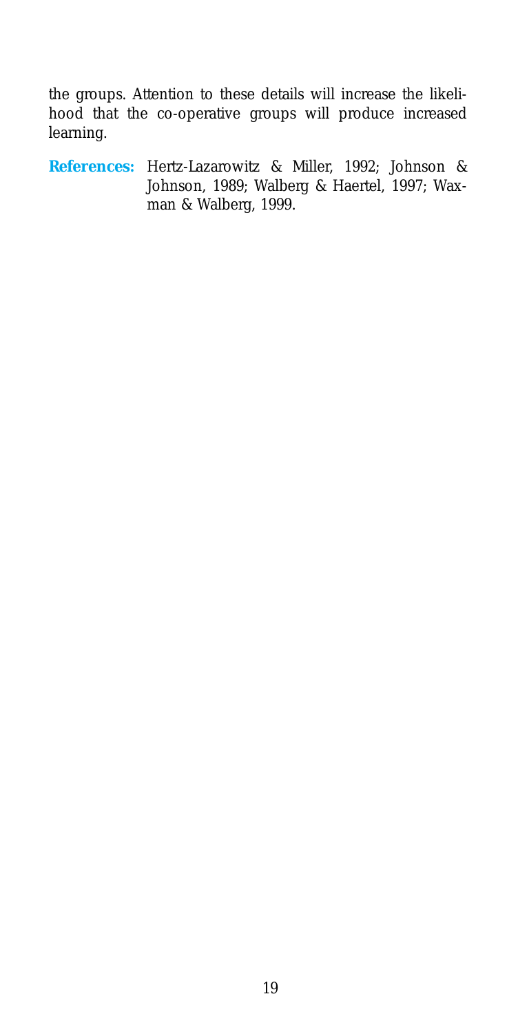the groups. Attention to these details will increase the likelihood that the co-operative groups will produce increased learning.

**References:** Hertz-Lazarowitz & Miller, 1992; Johnson & Johnson, 1989; Walberg & Haertel, 1997; Waxman & Walberg, 1999.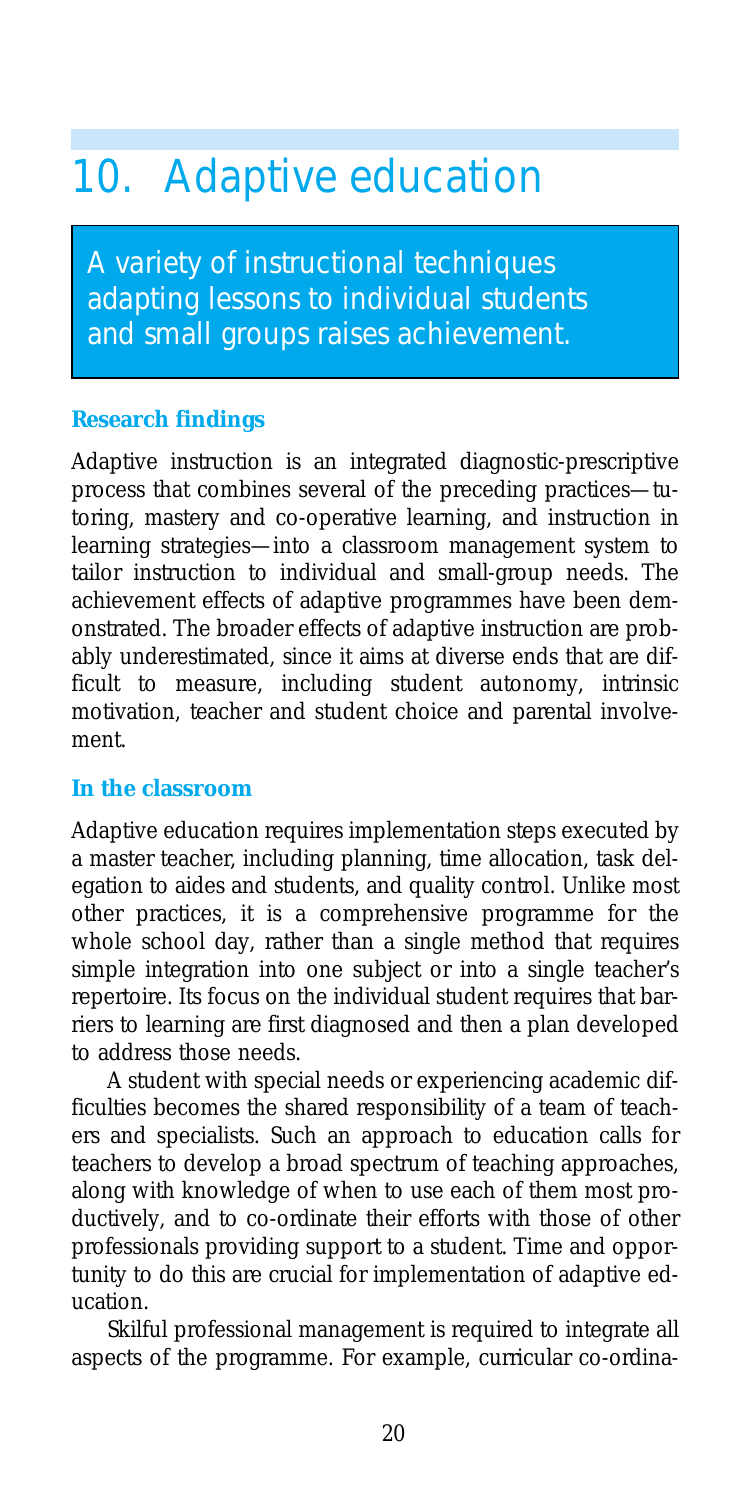# 10. Adaptive education

A variety of instructional techniques adapting lessons to individual students and small groups raises achievement.

### Research findings

Adaptive instruction is an integrated diagnostic-prescriptive process that combines several of the preceding practices—tutoring, mastery and co-operative learning, and instruction in learning strategies—into a classroom management system to tailor instruction to individual and small-group needs. The achievement effects of adaptive programmes have been demonstrated. The broader effects of adaptive instruction are probably underestimated, since it aims at diverse ends that are difficult to measure, including student autonomy, intrinsic motivation, teacher and student choice and parental involvement.

### In the classroom

Adaptive education requires implementation steps executed by a master teacher, including planning, time allocation, task delegation to aides and students, and quality control. Unlike most other practices, it is a comprehensive programme for the whole school day, rather than a single method that requires simple integration into one subject or into a single teacher's repertoire. Its focus on the individual student requires that barriers to learning are first diagnosed and then a plan developed to address those needs.

A student with special needs or experiencing academic difficulties becomes the shared responsibility of a team of teachers and specialists. Such an approach to education calls for teachers to develop a broad spectrum of teaching approaches, along with knowledge of when to use each of them most productively, and to co-ordinate their efforts with those of other professionals providing support to a student. Time and opportunity to do this are crucial for implementation of adaptive education.

Skilful professional management is required to integrate all aspects of the programme. For example, curricular co-ordina-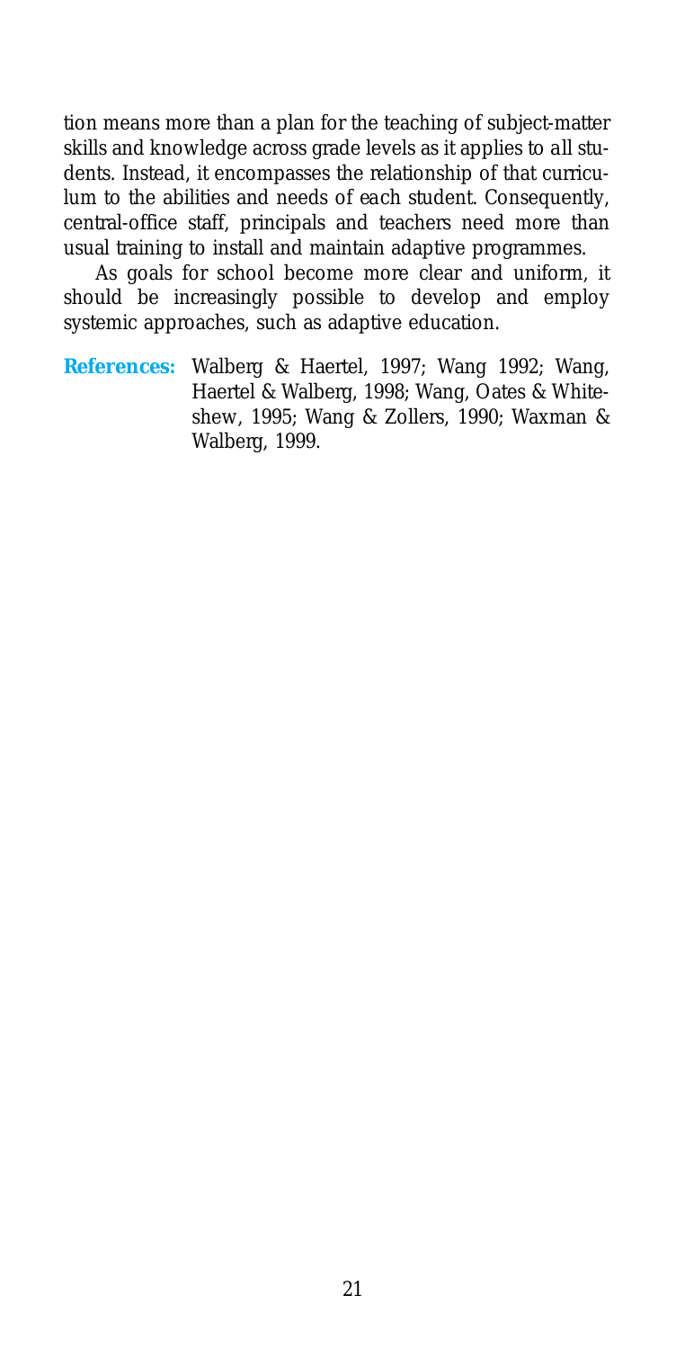tion means more than a plan for the teaching of subject-matter skills and knowledge across grade levels as it applies to *all* students. Instead, it encompasses the relationship of that curriculum to the abilities and needs of *each* student. Consequently, central-office staff, principals and teachers need more than usual training to install and maintain adaptive programmes.

As goals for school become more clear and uniform, it should be increasingly possible to develop and employ systemic approaches, such as adaptive education.

**References:** Walberg & Haertel, 1997; Wang 1992; Wang, Haertel & Walberg, 1998; Wang, Oates & Whiteshew, 1995; Wang & Zollers, 1990; Waxman & Walberg, 1999.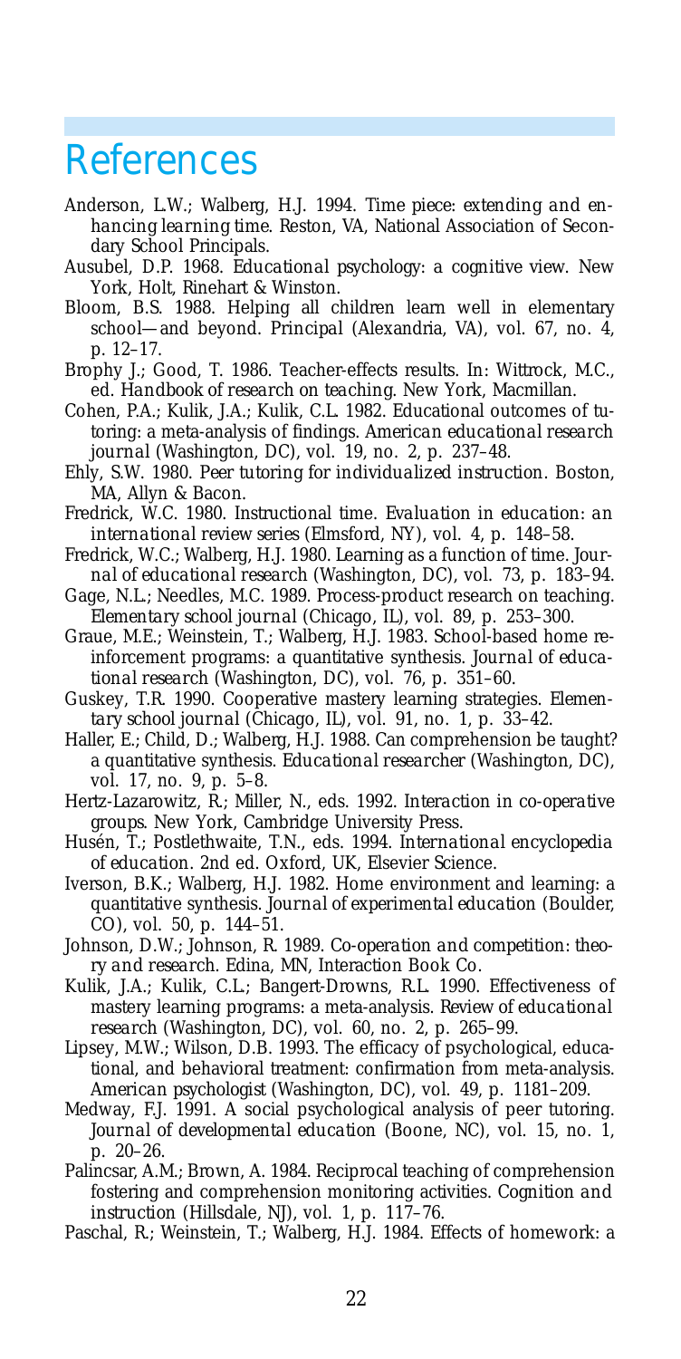# References

Anderson, L.W.; Walberg, H.J. 1994. *Time piece: extending and enhancing learning time.* Reston, VA, National Association of Secondary School Principals.

Ausubel, D.P. 1968. *Educational psychology: a cognitive view.* New York, Holt, Rinehart & Winston.

Bloom, B.S. 1988. Helping all children learn well in elementary school—and beyond. *Principal* (Alexandria, VA), vol. 67, no. 4, p. 12–17.

Brophy J.; Good, T. 1986. Teacher-effects results. *In:* Wittrock, M.C., ed. *Handbook of research on teaching.* New York, Macmillan.

Cohen, P.A.; Kulik, J.A.; Kulik, C.L. 1982. Educational outcomes of tutoring: a meta-analysis of findings. *American educational research journal* (Washington, DC), vol. 19, no. 2, p. 237–48.

Ehly, S.W. 1980. *Peer tutoring for individualized instruction.* Boston, MA, Allyn & Bacon.

Fredrick, W.C. 1980. Instructional time. *Evaluation in education: an international review series* (Elmsford, NY), vol. 4, p. 148–58.

Fredrick, W.C.; Walberg, H.J. 1980. Learning as a function of time. *Journal of educational research* (Washington, DC), vol. 73, p. 183–94.

Gage, N.L.; Needles, M.C. 1989. Process-product research on teaching. *Elementary school journal* (Chicago, IL), vol. 89, p. 253–300.

Graue, M.E.; Weinstein, T.; Walberg, H.J. 1983. School-based home reinforcement programs: a quantitative synthesis. *Journal of educational research* (Washington, DC), vol. 76, p. 351–60.

Guskey, T.R. 1990. Cooperative mastery learning strategies. *Elementary school journal* (Chicago, IL), vol. 91, no. 1, p. 33–42.

Haller, E.; Child, D.; Walberg, H.J. 1988. Can comprehension be taught? a quantitative synthesis. *Educational researcher* (Washington, DC), vol. 17, no. 9, p. 5–8.

Hertz-Lazarowitz, R.; Miller, N., eds. 1992. *Interaction in co-operative groups.* New York, Cambridge University Press.

Husén, T.; Postlethwaite, T.N., eds. 1994. *International encyclopedia of education.* 2nd ed. Oxford, UK, Elsevier Science.

Iverson, B.K.; Walberg, H.J. 1982. Home environment and learning: a quantitative synthesis. *Journal of experimental education* (Boulder, CO), vol. 50, p. 144–51.

Johnson, D.W.; Johnson, R. 1989. *Co-operation and competition: theory and research.* Edina, MN, Interaction Book Co.

Kulik, J.A.; Kulik, C.L.; Bangert-Drowns, R.L. 1990. Effectiveness of mastery learning programs: a meta-analysis. *Review of educational research* (Washington, DC), vol. 60, no. 2, p. 265–99.

Lipsey, M.W.; Wilson, D.B. 1993. The efficacy of psychological, educational, and behavioral treatment: confirmation from meta-analysis. *American psychologist* (Washington, DC), vol. 49, p. 1181–209.

Medway, F.J. 1991. A social psychological analysis of peer tutoring. *Journal of developmental education* (Boone, NC), vol. 15, no. 1, p. 20–26.

Palincsar, A.M.; Brown, A. 1984. Reciprocal teaching of comprehension fostering and comprehension monitoring activities. *Cognition and instruction* (Hillsdale, NJ), vol. 1, p. 117–76.

Paschal, R.; Weinstein, T.; Walberg, H.J. 1984. Effects of homework: a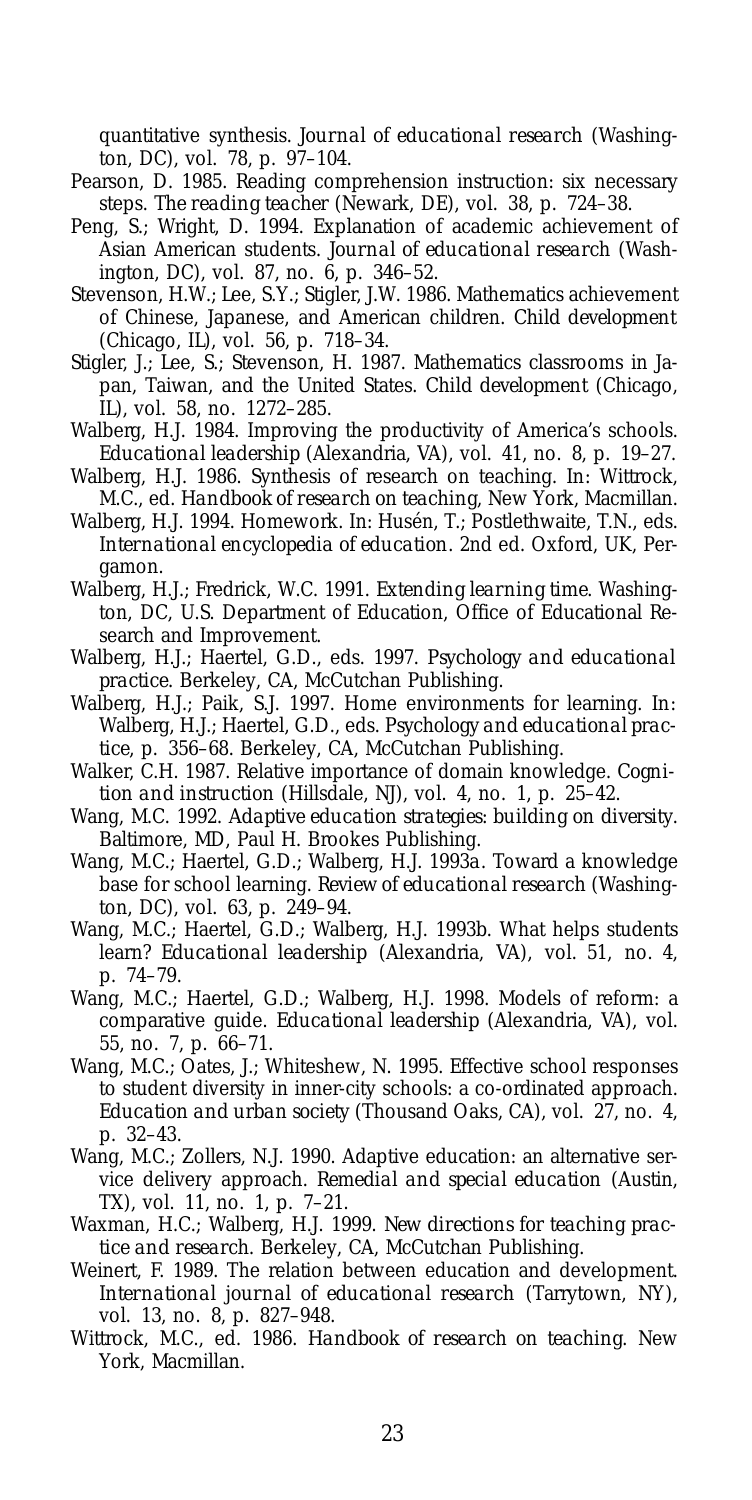quantitative synthesis. *Journal of educational research* (Washington, DC), vol. 78, p. 97–104.

Pearson, D. 1985. Reading comprehension instruction: six necessary steps. *The reading teacher* (Newark, DE), vol. 38, p. 724–38.

Peng, S.; Wright, D. 1994. Explanation of academic achievement of Asian American students. *Journal of educational research* (Washington, DC), vol. 87, no. 6, p. 346–52.

Stevenson, H.W.; Lee, S.Y.; Stigler, J.W. 1986. Mathematics achievement of Chinese, Japanese, and American children. *Child development* (Chicago, IL), vol. 56, p. 718–34.

Stigler, J.; Lee, S.; Stevenson, H. 1987. Mathematics classrooms in Japan, Taiwan, and the United States. *Child development* (Chicago, IL), vol. 58, no. 1272–285.

Walberg, H.J. 1984. Improving the productivity of America's schools. *Educational leadership* (Alexandria, VA), vol. 41, no. 8, p. 19–27.

Walberg, H.J. 1986. Synthesis of research on teaching. *In:* Wittrock, M.C., ed. *Handbook of research on teaching*, New York, Macmillan.

Walberg, H.J. 1994. Homework. *In:* Husén, T.; Postlethwaite, T.N., eds. *International encyclopedia of education*. 2nd ed. Oxford, UK, Pergamon.

Walberg, H.J.; Fredrick, W.C. 1991. *Extending learning time*. Washington, DC, U.S. Department of Education, Office of Educational Research and Improvement.

Walberg, H.J.; Haertel, G.D., eds. 1997. *Psychology and educational practice*. Berkeley, CA, McCutchan Publishing.

Walberg, H.J.; Paik, S.J. 1997. Home environments for learning. *In:* Walberg, H.J.; Haertel, G.D., eds. *Psychology and educational practice*, p. 356–68. Berkeley, CA, McCutchan Publishing.

Walker, C.H. 1987. Relative importance of domain knowledge. *Cognition and instruction* (Hillsdale, NJ), vol. 4, no. 1, p. 25–42.

Wang, M.C. 1992. *Adaptive education strategies: building on diversity*. Baltimore, MD, Paul H. Brookes Publishing.

Wang, M.C.; Haertel, G.D.; Walberg, H.J. 1993a. Toward a knowledge base for school learning. *Review of educational research* (Washington, DC), vol. 63, p. 249–94.

Wang, M.C.; Haertel, G.D.; Walberg, H.J. 1993b. What helps students learn? *Educational leadership* (Alexandria, VA), vol. 51, no. 4, p. 74–79.

Wang, M.C.; Haertel, G.D.; Walberg, H.J. 1998. Models of reform: a comparative guide. *Educational leadership* (Alexandria, VA), vol. 55, no. 7, p. 66–71.

Wang, M.C.; Oates, J.; Whiteshew, N. 1995. Effective school responses to student diversity in inner-city schools: a co-ordinated approach. *Education and urban society* (Thousand Oaks, CA), vol. 27, no. 4, p. 32–43.

Wang, M.C.; Zollers, N.J. 1990. Adaptive education: an alternative service delivery approach. *Remedial and special education* (Austin, TX), vol. 11, no. 1, p. 7–21.

Waxman, H.C.; Walberg, H.J. 1999. *New directions for teaching practice and research*. Berkeley, CA, McCutchan Publishing.

Weinert, F. 1989. The relation between education and development. *International journal of educational research* (Tarrytown, NY), vol. 13, no. 8, p. 827–948.

Wittrock, M.C., ed. 1986. *Handbook of research on teaching*. New York, Macmillan.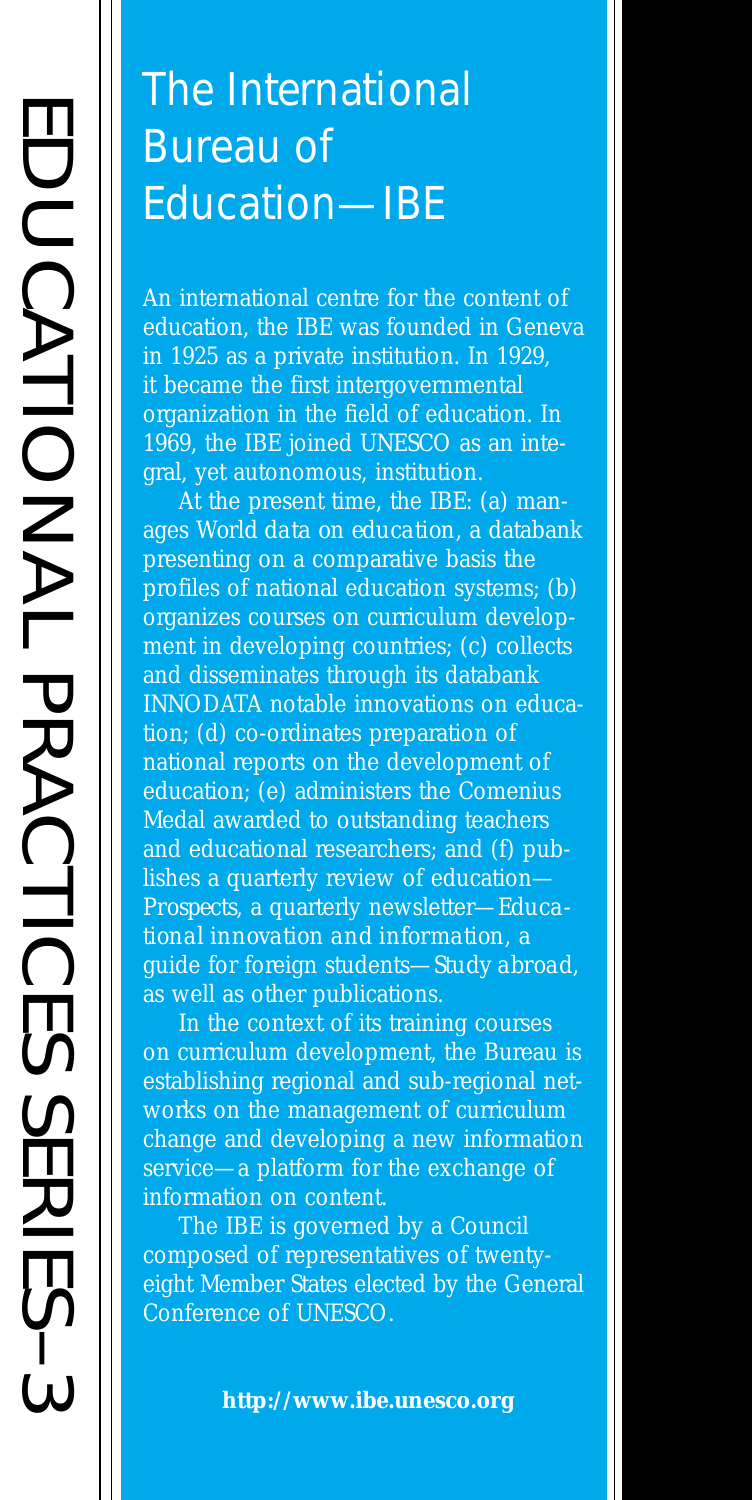EDUCATIONAL PRACTICES SERIES–3

# The International Bureau of Education—IBE

An international centre for the content of education, the IBE was founded in Geneva in 1925 as a private institution. In 1929, it became the first intergovernmental organization in the field of education. In 1969, the IBE joined UNESCO as an integral, yet autonomous, institution.

At the present time, the IBE: (a) manages *World data on education*, a databank presenting on a comparative basis the profiles of national education systems; (b) organizes courses on curriculum development in developing countries; (c) collects and disseminates through its databank INNODATA notable innovations on education; (d) co-ordinates preparation of national reports on the development of education; (e) administers the Comenius Medal awarded to outstanding teachers and educational researchers; and (f) publishes a quarterly review of education—*Prospects*, a quarterly newsletter—*Educational innovation and information*, a guide for foreign students—*Study abroad*, as well as other publications.

In the context of its training courses on curriculum development, the Bureau is establishing regional and sub-regional networks on the management of curriculum change and developing a new information service—a platform for the exchange of information on content.

The IBE is governed by a Council composed of representatives of twenty-eight Member States elected by the General Conference of UNESCO.

**http://www.ibe.unesco.org**